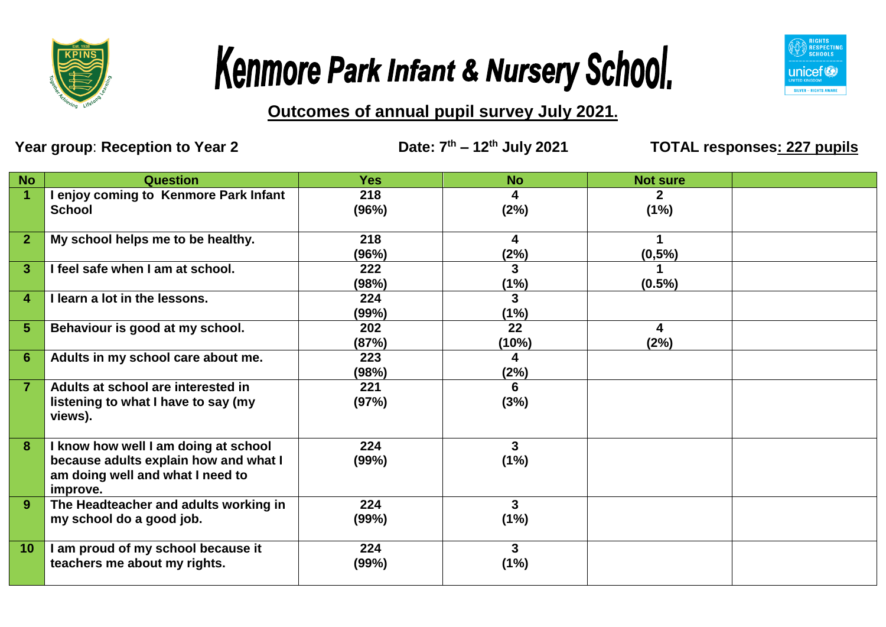# Kenmore Park Infant & Nursery School.

## Outcomes of annual pupil survey July 2021.

**Year group**: **Reception to Year 2** **Date: 7th – 12th July 2021** **TOTAL responses: 227 pupils**

| No | Question | Yes | No | Not sure | |
|---|---|---|---|---|---|
| 1 | I enjoy coming to Kenmore Park Infant School | 218 (96%) | 4 (2%) | 2 (1%) | |
| 2 | My school helps me to be healthy. | 218 (96%) | 4 (2%) | 1 (0,5%) | |
| 3 | I feel safe when I am at school. | 222 (98%) | 3 (1%) | 1 (0.5%) | |
| 4 | I learn a lot in the lessons. | 224 (99%) | 3 (1%) | | |
| 5 | Behaviour is good at my school. | 202 (87%) | 22 (10%) | 4 (2%) | |
| 6 | Adults in my school care about me. | 223 (98%) | 4 (2%) | | |
| 7 | Adults at school are interested in listening to what I have to say (my views). | 221 (97%) | 6 (3%) | | |
| 8 | I know how well I am doing at school because adults explain how and what I am doing well and what I need to improve. | 224 (99%) | 3 (1%) | | |
| 9 | The Headteacher and adults working in my school do a good job. | 224 (99%) | 3 (1%) | | |
| 10 | I am proud of my school because it teachers me about my rights. | 224 (99%) | 3 (1%) | | |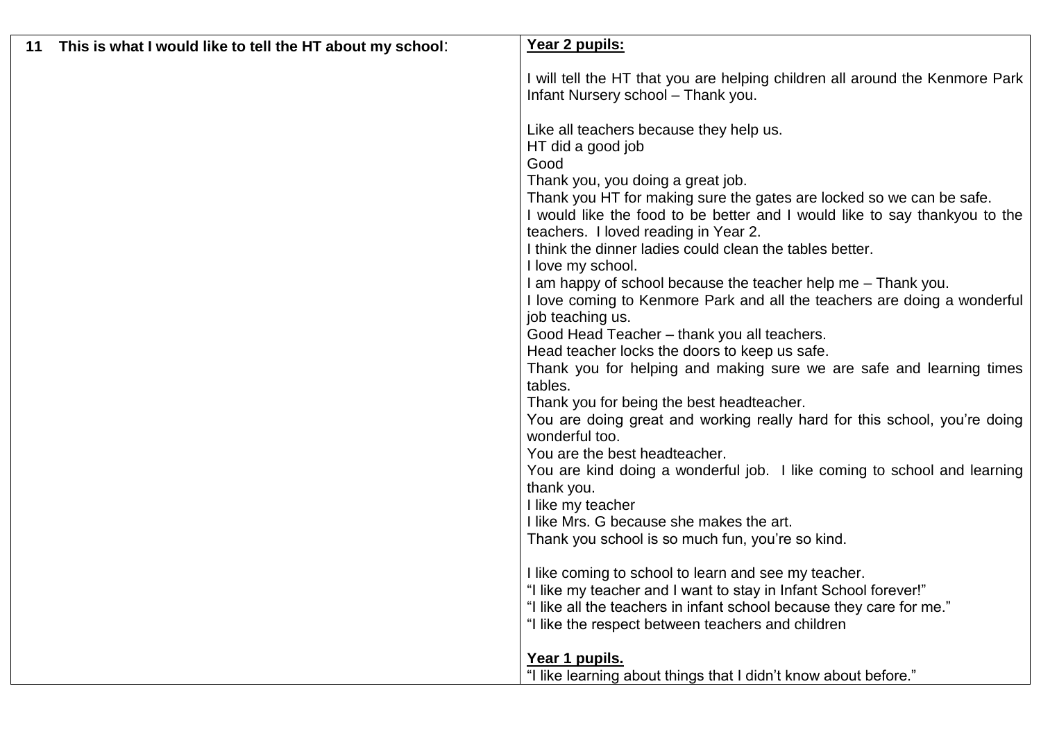| 11 **This is what I would like to tell the HT about my school**: | **<u>Year 2 pupils:</u>**<br><br>I will tell the HT that you are helping children all around the Kenmore Park Infant Nursery school – Thank you.<br><br>Like all teachers because they help us.<br>HT did a good job<br>Good<br>Thank you, you doing a great job.<br>Thank you HT for making sure the gates are locked so we can be safe.<br>I would like the food to be better and I would like to say thankyou to the teachers. I loved reading in Year 2.<br>I think the dinner ladies could clean the tables better.<br>I love my school.<br>I am happy of school because the teacher help me – Thank you.<br>I love coming to Kenmore Park and all the teachers are doing a wonderful job teaching us.<br>Good Head Teacher – thank you all teachers.<br>Head teacher locks the doors to keep us safe.<br>Thank you for helping and making sure we are safe and learning times tables.<br>Thank you for being the best headteacher.<br>You are doing great and working really hard for this school, you're doing wonderful too.<br>You are the best headteacher.<br>You are kind doing a wonderful job. I like coming to school and learning thank you.<br>I like my teacher<br>I like Mrs. G because she makes the art.<br>Thank you school is so much fun, you're so kind.<br><br>I like coming to school to learn and see my teacher.<br>"I like my teacher and I want to stay in Infant School forever!"<br>"I like all the teachers in infant school because they care for me."<br>"I like the respect between teachers and children<br><br>**<u>Year 1 pupils.</u>**<br>"I like learning about things that I didn't know about before." |
|---|---|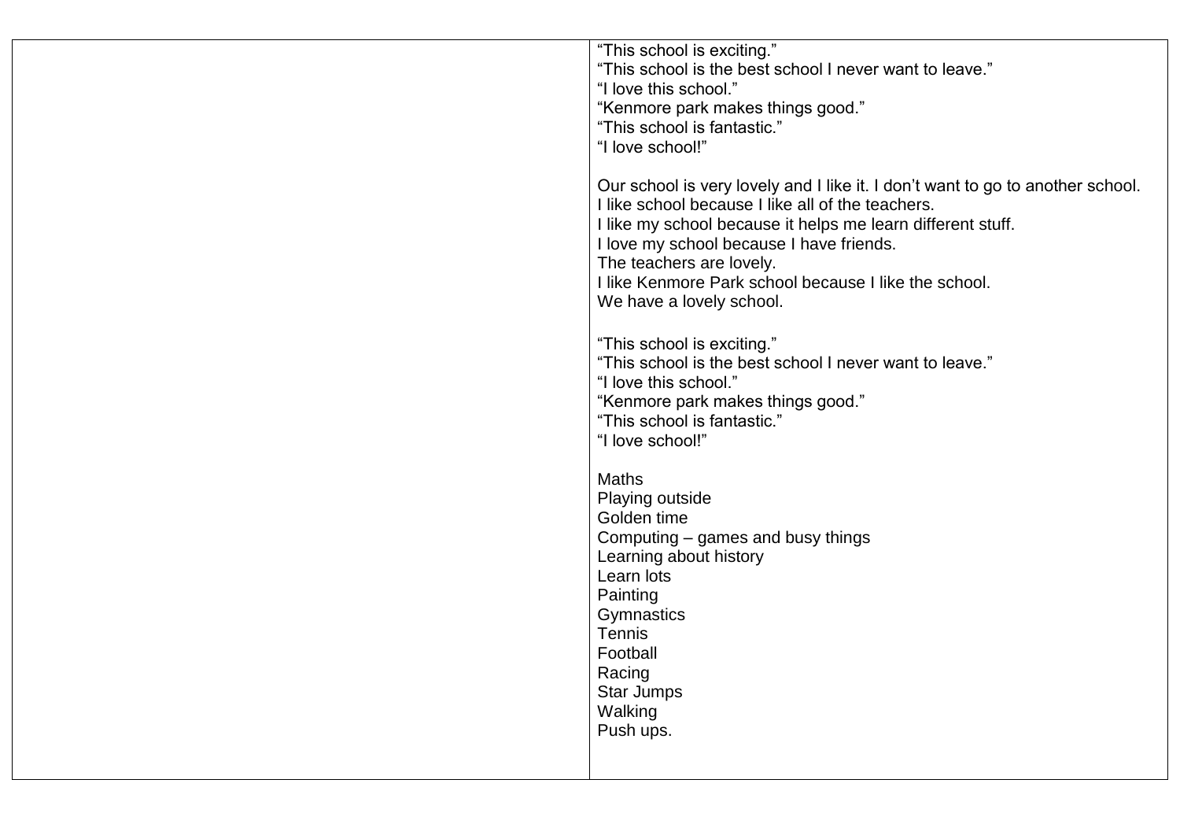| | “This school is exciting.”<br>“This school is the best school I never want to leave.”<br>“I love this school.”<br>“Kenmore park makes things good.”<br>“This school is fantastic.”<br>“I love school!”<br><br>Our school is very lovely and I like it. I don’t want to go to another school.<br>I like school because I like all of the teachers.<br>I like my school because it helps me learn different stuff.<br>I love my school because I have friends.<br>The teachers are lovely.<br>I like Kenmore Park school because I like the school.<br>We have a lovely school.<br><br>“This school is exciting.”<br>“This school is the best school I never want to leave.”<br>“I love this school.”<br>“Kenmore park makes things good.”<br>“This school is fantastic.”<br>“I love school!”<br><br>Maths<br>Playing outside<br>Golden time<br>Computing – games and busy things<br>Learning about history<br>Learn lots<br>Painting<br>Gymnastics<br>Tennis<br>Football<br>Racing<br>Star Jumps<br>Walking<br>Push ups. |
|---|---|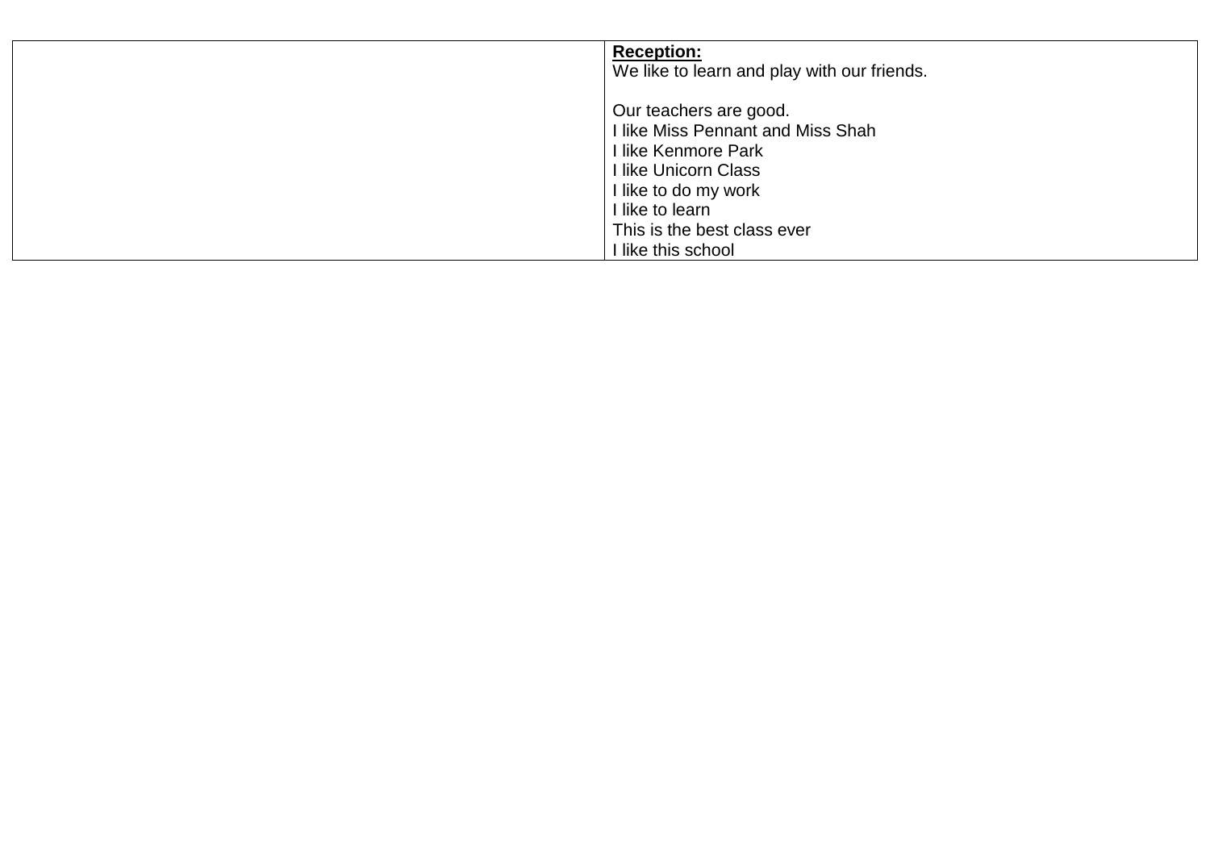| | |
|---|---|
| | **Reception:**<br>We like to learn and play with our friends.<br><br>Our teachers are good.<br>I like Miss Pennant and Miss Shah<br>I like Kenmore Park<br>I like Unicorn Class<br>I like to do my work<br>I like to learn<br>This is the best class ever<br>I like this school |